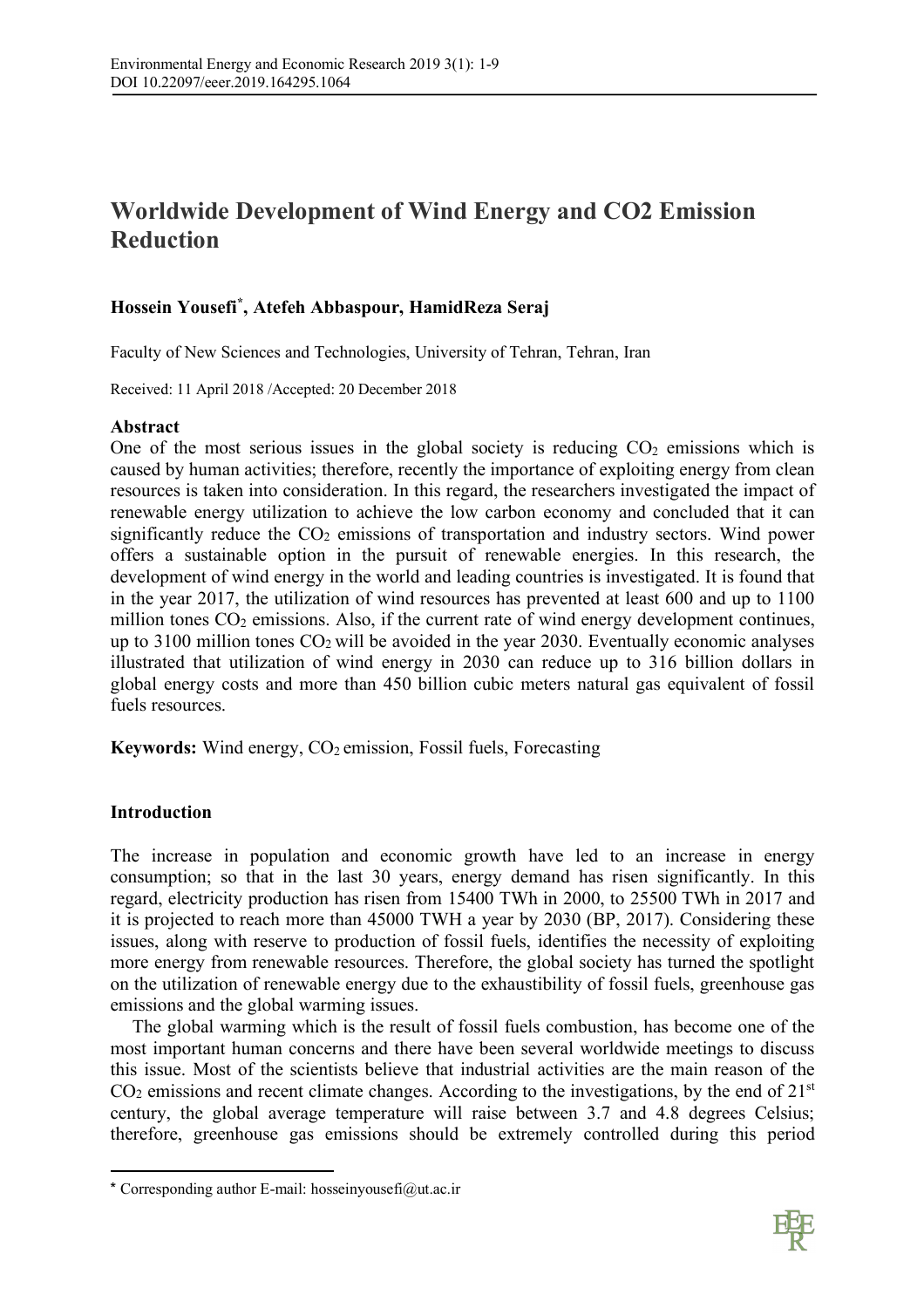# Worldwide Development of Wind Energy and CO2 Emission Reduction

**Hossein Yousefi*, Atefeh Abbaspour, HamidReza Seraj**

Faculty of New Sciences and Technologies, University of Tehran, Tehran, Iran

Received: 11 April 2018 /Accepted: 20 December 2018

## Abstract

One of the most serious issues in the global society is reducing $CO_2$ emissions which is caused by human activities; therefore, recently the importance of exploiting energy from clean resources is taken into consideration. In this regard, the researchers investigated the impact of renewable energy utilization to achieve the low carbon economy and concluded that it can significantly reduce the $CO_2$ emissions of transportation and industry sectors. Wind power offers a sustainable option in the pursuit of renewable energies. In this research, the development of wind energy in the world and leading countries is investigated. It is found that in the year 2017, the utilization of wind resources has prevented at least 600 and up to 1100 million tones $CO_2$ emissions. Also, if the current rate of wind energy development continues, up to 3100 million tones $CO_2$ will be avoided in the year 2030. Eventually economic analyses illustrated that utilization of wind energy in 2030 can reduce up to 316 billion dollars in global energy costs and more than 450 billion cubic meters natural gas equivalent of fossil fuels resources.

**Keywords:** Wind energy, $CO_2$ emission, Fossil fuels, Forecasting

## Introduction

The increase in population and economic growth have led to an increase in energy consumption; so that in the last 30 years, energy demand has risen significantly. In this regard, electricity production has risen from 15400 TWh in 2000, to 25500 TWh in 2017 and it is projected to reach more than 45000 TWH a year by 2030 (BP, 2017). Considering these issues, along with reserve to production of fossil fuels, identifies the necessity of exploiting more energy from renewable resources. Therefore, the global society has turned the spotlight on the utilization of renewable energy due to the exhaustibility of fossil fuels, greenhouse gas emissions and the global warming issues.

The global warming which is the result of fossil fuels combustion, has become one of the most important human concerns and there have been several worldwide meetings to discuss this issue. Most of the scientists believe that industrial activities are the main reason of the $CO_2$ emissions and recent climate changes. According to the investigations, by the end of $21^{st}$ century, the global average temperature will raise between 3.7 and 4.8 degrees Celsius; therefore, greenhouse gas emissions should be extremely controlled during this period

---

* Corresponding author E-mail: hosseinyousefi@ut.ac.ir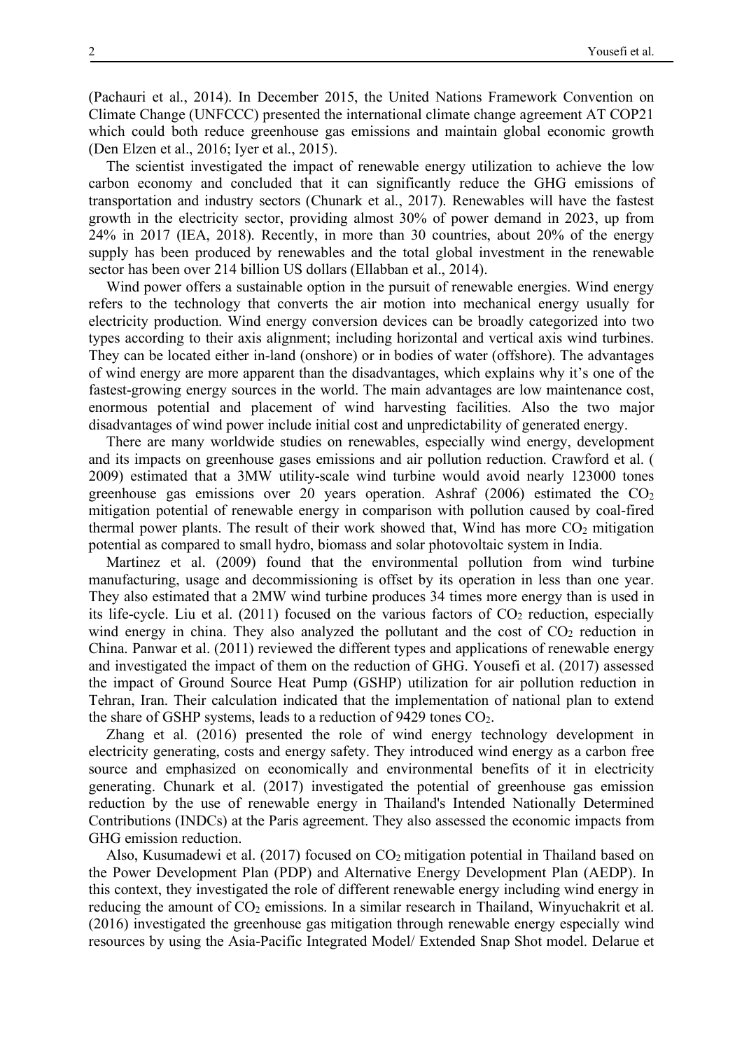(Pachauri et al., 2014). In December 2015, the United Nations Framework Convention on Climate Change (UNFCCC) presented the international climate change agreement AT COP21 which could both reduce greenhouse gas emissions and maintain global economic growth (Den Elzen et al., 2016; Iyer et al., 2015).

The scientist investigated the impact of renewable energy utilization to achieve the low carbon economy and concluded that it can significantly reduce the GHG emissions of transportation and industry sectors (Chunark et al., 2017). Renewables will have the fastest growth in the electricity sector, providing almost 30% of power demand in 2023, up from 24% in 2017 (IEA, 2018). Recently, in more than 30 countries, about 20% of the energy supply has been produced by renewables and the total global investment in the renewable sector has been over 214 billion US dollars (Ellabban et al., 2014).

Wind power offers a sustainable option in the pursuit of renewable energies. Wind energy refers to the technology that converts the air motion into mechanical energy usually for electricity production. Wind energy conversion devices can be broadly categorized into two types according to their axis alignment; including horizontal and vertical axis wind turbines. They can be located either in-land (onshore) or in bodies of water (offshore). The advantages of wind energy are more apparent than the disadvantages, which explains why it's one of the fastest-growing energy sources in the world. The main advantages are low maintenance cost, enormous potential and placement of wind harvesting facilities. Also the two major disadvantages of wind power include initial cost and unpredictability of generated energy.

There are many worldwide studies on renewables, especially wind energy, development and its impacts on greenhouse gases emissions and air pollution reduction. Crawford et al. ( 2009) estimated that a 3MW utility-scale wind turbine would avoid nearly 123000 tones greenhouse gas emissions over 20 years operation. Ashraf (2006) estimated the $CO_2$ mitigation potential of renewable energy in comparison with pollution caused by coal-fired thermal power plants. The result of their work showed that, Wind has more $CO_2$ mitigation potential as compared to small hydro, biomass and solar photovoltaic system in India.

Martinez et al. (2009) found that the environmental pollution from wind turbine manufacturing, usage and decommissioning is offset by its operation in less than one year. They also estimated that a 2MW wind turbine produces 34 times more energy than is used in its life-cycle. Liu et al. (2011) focused on the various factors of $CO_2$ reduction, especially wind energy in china. They also analyzed the pollutant and the cost of $CO_2$ reduction in China. Panwar et al. (2011) reviewed the different types and applications of renewable energy and investigated the impact of them on the reduction of GHG. Yousefi et al. (2017) assessed the impact of Ground Source Heat Pump (GSHP) utilization for air pollution reduction in Tehran, Iran. Their calculation indicated that the implementation of national plan to extend the share of GSHP systems, leads to a reduction of 9429 tones $CO_2$.

Zhang et al. (2016) presented the role of wind energy technology development in electricity generating, costs and energy safety. They introduced wind energy as a carbon free source and emphasized on economically and environmental benefits of it in electricity generating. Chunark et al. (2017) investigated the potential of greenhouse gas emission reduction by the use of renewable energy in Thailand's Intended Nationally Determined Contributions (INDCs) at the Paris agreement. They also assessed the economic impacts from GHG emission reduction.

Also, Kusumadewi et al. (2017) focused on $CO_2$ mitigation potential in Thailand based on the Power Development Plan (PDP) and Alternative Energy Development Plan (AEDP). In this context, they investigated the role of different renewable energy including wind energy in reducing the amount of $CO_2$ emissions. In a similar research in Thailand, Winyuchakrit et al. (2016) investigated the greenhouse gas mitigation through renewable energy especially wind resources by using the Asia-Pacific Integrated Model/ Extended Snap Shot model. Delarue et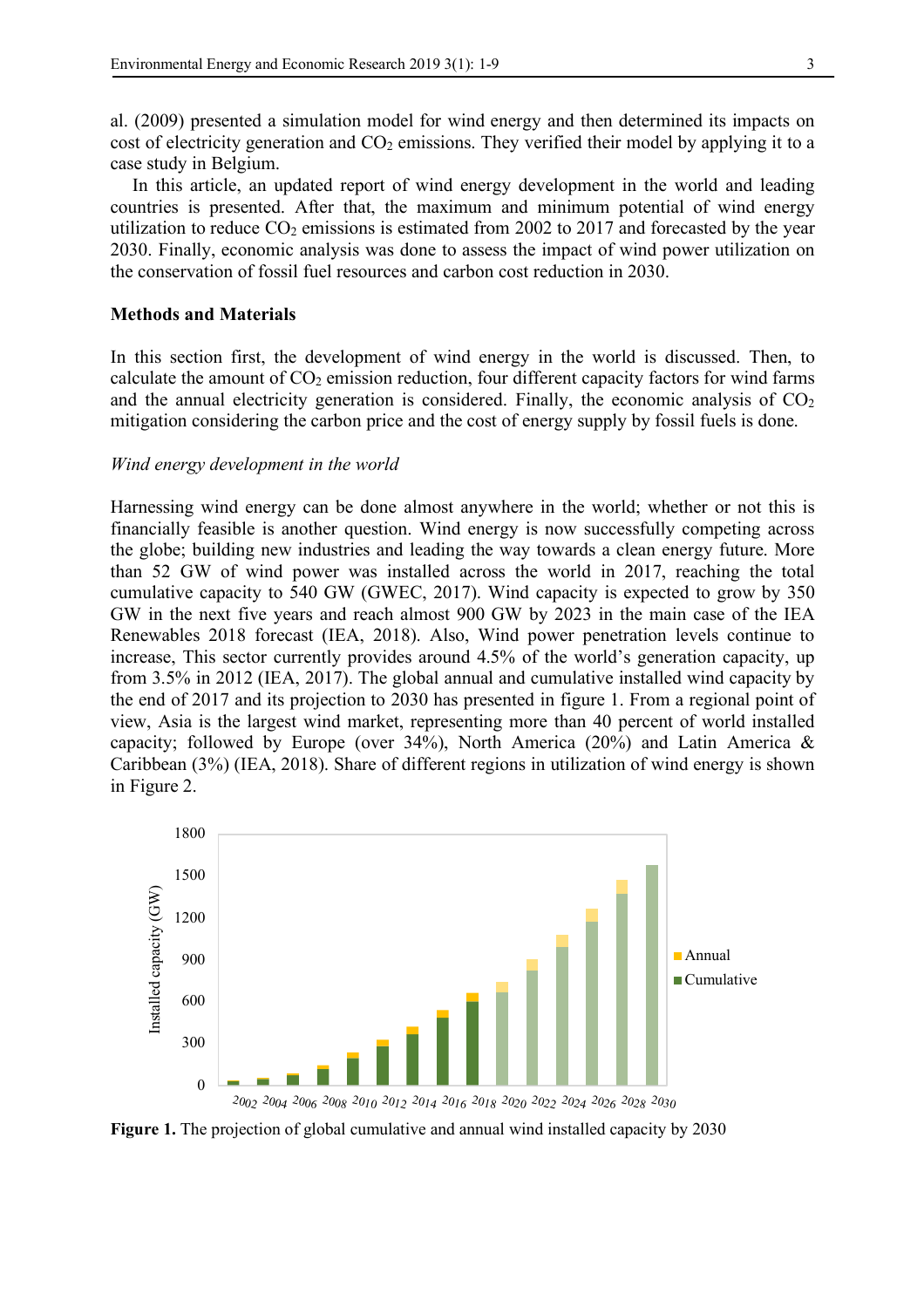al. (2009) presented a simulation model for wind energy and then determined its impacts on cost of electricity generation and $CO_2$ emissions. They verified their model by applying it to a case study in Belgium.

In this article, an updated report of wind energy development in the world and leading countries is presented. After that, the maximum and minimum potential of wind energy utilization to reduce $CO_2$ emissions is estimated from 2002 to 2017 and forecasted by the year 2030. Finally, economic analysis was done to assess the impact of wind power utilization on the conservation of fossil fuel resources and carbon cost reduction in 2030.

## Methods and Materials

In this section first, the development of wind energy in the world is discussed. Then, to calculate the amount of $CO_2$ emission reduction, four different capacity factors for wind farms and the annual electricity generation is considered. Finally, the economic analysis of $CO_2$ mitigation considering the carbon price and the cost of energy supply by fossil fuels is done.

### *Wind energy development in the world*

Harnessing wind energy can be done almost anywhere in the world; whether or not this is financially feasible is another question. Wind energy is now successfully competing across the globe; building new industries and leading the way towards a clean energy future. More than 52 GW of wind power was installed across the world in 2017, reaching the total cumulative capacity to 540 GW (GWEC, 2017). Wind capacity is expected to grow by 350 GW in the next five years and reach almost 900 GW by 2023 in the main case of the IEA Renewables 2018 forecast (IEA, 2018). Also, Wind power penetration levels continue to increase, This sector currently provides around 4.5% of the world's generation capacity, up from 3.5% in 2012 (IEA, 2017). The global annual and cumulative installed wind capacity by the end of 2017 and its projection to 2030 has presented in figure 1. From a regional point of view, Asia is the largest wind market, representing more than 40 percent of world installed capacity; followed by Europe (over 34%), North America (20%) and Latin America & Caribbean (3%) (IEA, 2018). Share of different regions in utilization of wind energy is shown in Figure 2.

**Figure 1.** The projection of global cumulative and annual wind installed capacity by 2030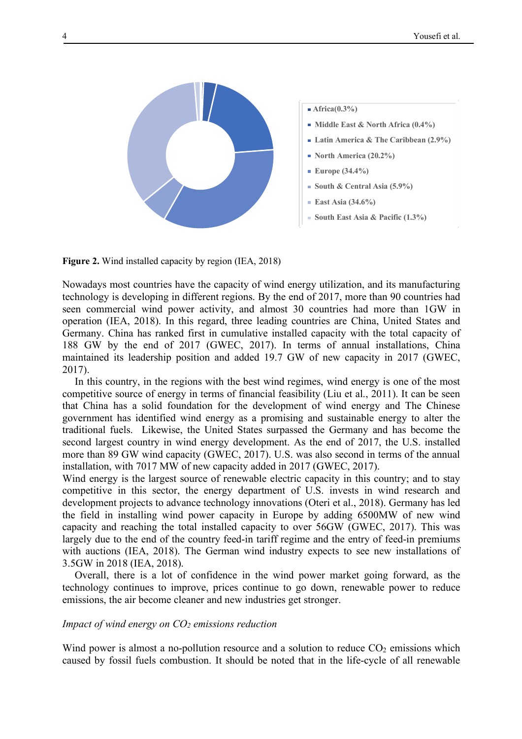**Figure 2.** Wind installed capacity by region (IEA, 2018)

Nowadays most countries have the capacity of wind energy utilization, and its manufacturing technology is developing in different regions. By the end of 2017, more than 90 countries had seen commercial wind power activity, and almost 30 countries had more than 1GW in operation (IEA, 2018). In this regard, three leading countries are China, United States and Germany. China has ranked first in cumulative installed capacity with the total capacity of 188 GW by the end of 2017 (GWEC, 2017). In terms of annual installations, China maintained its leadership position and added 19.7 GW of new capacity in 2017 (GWEC, 2017).

In this country, in the regions with the best wind regimes, wind energy is one of the most competitive source of energy in terms of financial feasibility (Liu et al., 2011). It can be seen that China has a solid foundation for the development of wind energy and The Chinese government has identified wind energy as a promising and sustainable energy to alter the traditional fuels. Likewise, the United States surpassed the Germany and has become the second largest country in wind energy development. As the end of 2017, the U.S. installed more than 89 GW wind capacity (GWEC, 2017). U.S. was also second in terms of the annual installation, with 7017 MW of new capacity added in 2017 (GWEC, 2017).

Wind energy is the largest source of renewable electric capacity in this country; and to stay competitive in this sector, the energy department of U.S. invests in wind research and development projects to advance technology innovations (Oteri et al., 2018). Germany has led the field in installing wind power capacity in Europe by adding 6500MW of new wind capacity and reaching the total installed capacity to over 56GW (GWEC, 2017). This was largely due to the end of the country feed-in tariff regime and the entry of feed-in premiums with auctions (IEA, 2018). The German wind industry expects to see new installations of 3.5GW in 2018 (IEA, 2018).

Overall, there is a lot of confidence in the wind power market going forward, as the technology continues to improve, prices continue to go down, renewable power to reduce emissions, the air become cleaner and new industries get stronger.

*Impact of wind energy on $CO_2$ emissions reduction*

Wind power is almost a no-pollution resource and a solution to reduce $CO_2$ emissions which caused by fossil fuels combustion. It should be noted that in the life-cycle of all renewable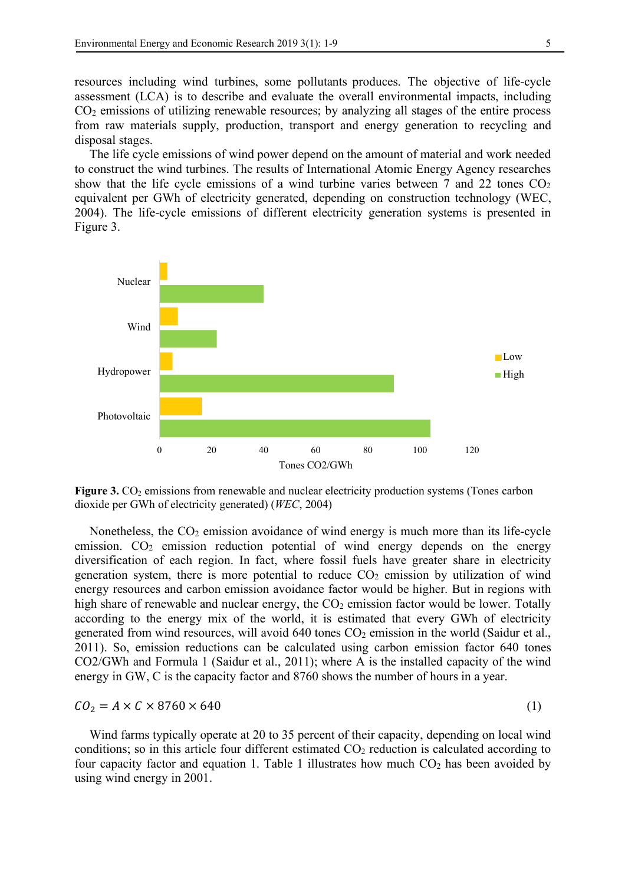resources including wind turbines, some pollutants produces. The objective of life-cycle assessment (LCA) is to describe and evaluate the overall environmental impacts, including $CO_2$ emissions of utilizing renewable resources; by analyzing all stages of the entire process from raw materials supply, production, transport and energy generation to recycling and disposal stages.

The life cycle emissions of wind power depend on the amount of material and work needed to construct the wind turbines. The results of International Atomic Energy Agency researches show that the life cycle emissions of a wind turbine varies between 7 and 22 tones $CO_2$ equivalent per GWh of electricity generated, depending on construction technology (WEC, 2004). The life-cycle emissions of different electricity generation systems is presented in Figure 3.

**Figure 3.** $CO_2$ emissions from renewable and nuclear electricity production systems (Tones carbon dioxide per GWh of electricity generated) (*WEC*, 2004)

Nonetheless, the $CO_2$ emission avoidance of wind energy is much more than its life-cycle emission. $CO_2$ emission reduction potential of wind energy depends on the energy diversification of each region. In fact, where fossil fuels have greater share in electricity generation system, there is more potential to reduce $CO_2$ emission by utilization of wind energy resources and carbon emission avoidance factor would be higher. But in regions with high share of renewable and nuclear energy, the $CO_2$ emission factor would be lower. Totally according to the energy mix of the world, it is estimated that every GWh of electricity generated from wind resources, will avoid 640 tones $CO_2$ emission in the world (Saidur et al., 2011). So, emission reductions can be calculated using carbon emission factor 640 tones CO2/GWh and Formula 1 (Saidur et al., 2011); where A is the installed capacity of the wind energy in GW, C is the capacity factor and 8760 shows the number of hours in a year.

$$CO_2 = A \times C \times 8760 \times 640 \tag{1}$$

Wind farms typically operate at 20 to 35 percent of their capacity, depending on local wind conditions; so in this article four different estimated $CO_2$ reduction is calculated according to four capacity factor and equation 1. Table 1 illustrates how much $CO_2$ has been avoided by using wind energy in 2001.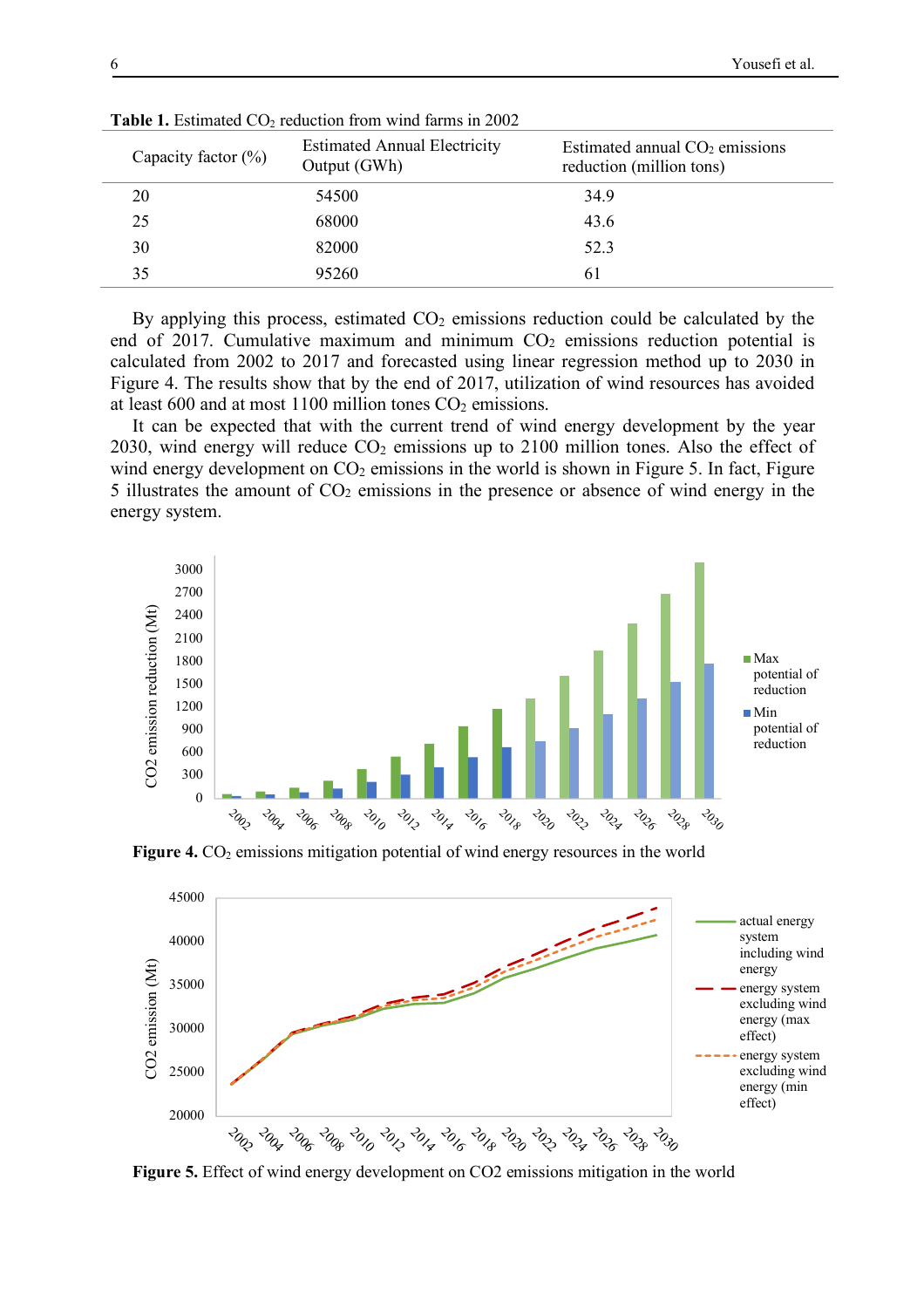**Table 1.** Estimated $CO_2$ reduction from wind farms in 2002

| Capacity factor (%) | Estimated Annual Electricity Output (GWh) | Estimated annual $CO_2$ emissions reduction (million tons) |
|---|---|---|
| 20 | 54500 | 34.9 |
| 25 | 68000 | 43.6 |
| 30 | 82000 | 52.3 |
| 35 | 95260 | 61 |

By applying this process, estimated $CO_2$ emissions reduction could be calculated by the end of 2017. Cumulative maximum and minimum $CO_2$ emissions reduction potential is calculated from 2002 to 2017 and forecasted using linear regression method up to 2030 in Figure 4. The results show that by the end of 2017, utilization of wind resources has avoided at least 600 and at most 1100 million tones $CO_2$ emissions.

It can be expected that with the current trend of wind energy development by the year 2030, wind energy will reduce $CO_2$ emissions up to 2100 million tones. Also the effect of wind energy development on $CO_2$ emissions in the world is shown in Figure 5. In fact, Figure 5 illustrates the amount of $CO_2$ emissions in the presence or absence of wind energy in the energy system.

**Figure 4.** $CO_2$ emissions mitigation potential of wind energy resources in the world

**Figure 5.** Effect of wind energy development on CO2 emissions mitigation in the world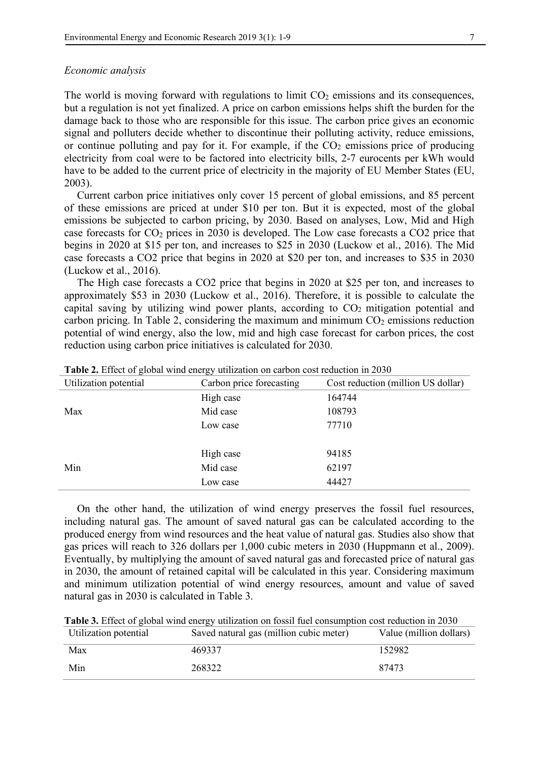*Economic analysis*

The world is moving forward with regulations to limit $CO_2$ emissions and its consequences, but a regulation is not yet finalized. A price on carbon emissions helps shift the burden for the damage back to those who are responsible for this issue. The carbon price gives an economic signal and polluters decide whether to discontinue their polluting activity, reduce emissions, or continue polluting and pay for it. For example, if the $CO_2$ emissions price of producing electricity from coal were to be factored into electricity bills, 2-7 eurocents per kWh would have to be added to the current price of electricity in the majority of EU Member States (EU, 2003).

Current carbon price initiatives only cover 15 percent of global emissions, and 85 percent of these emissions are priced at under \$10 per ton. But it is expected, most of the global emissions be subjected to carbon pricing, by 2030. Based on analyses, Low, Mid and High case forecasts for $CO_2$ prices in 2030 is developed. The Low case forecasts a CO2 price that begins in 2020 at \$15 per ton, and increases to \$25 in 2030 (Luckow et al., 2016). The Mid case forecasts a CO2 price that begins in 2020 at \$20 per ton, and increases to \$35 in 2030 (Luckow et al., 2016).

The High case forecasts a CO2 price that begins in 2020 at \$25 per ton, and increases to approximately \$53 in 2030 (Luckow et al., 2016). Therefore, it is possible to calculate the capital saving by utilizing wind power plants, according to $CO_2$ mitigation potential and carbon pricing. In Table 2, considering the maximum and minimum $CO_2$ emissions reduction potential of wind energy, also the low, mid and high case forecast for carbon prices, the cost reduction using carbon price initiatives is calculated for 2030.

**Table 2.** Effect of global wind energy utilization on carbon cost reduction in 2030

| Utilization potential | Carbon price forecasting | Cost reduction (million US dollar) |
|---|---|---|
| Max | High case | 164744 |
| | Mid case | 108793 |
| | Low case | 77710 |
| Min | High case | 94185 |
| | Mid case | 62197 |
| | Low case | 44427 |

On the other hand, the utilization of wind energy preserves the fossil fuel resources, including natural gas. The amount of saved natural gas can be calculated according to the produced energy from wind resources and the heat value of natural gas. Studies also show that gas prices will reach to 326 dollars per 1,000 cubic meters in 2030 (Huppmann et al., 2009). Eventually, by multiplying the amount of saved natural gas and forecasted price of natural gas in 2030, the amount of retained capital will be calculated in this year. Considering maximum and minimum utilization potential of wind energy resources, amount and value of saved natural gas in 2030 is calculated in Table 3.

**Table 3.** Effect of global wind energy utilization on fossil fuel consumption cost reduction in 2030

| Utilization potential | Saved natural gas (million cubic meter) | Value (million dollars) |
|---|---|---|
| Max | 469337 | 152982 |
| Min | 268322 | 87473 |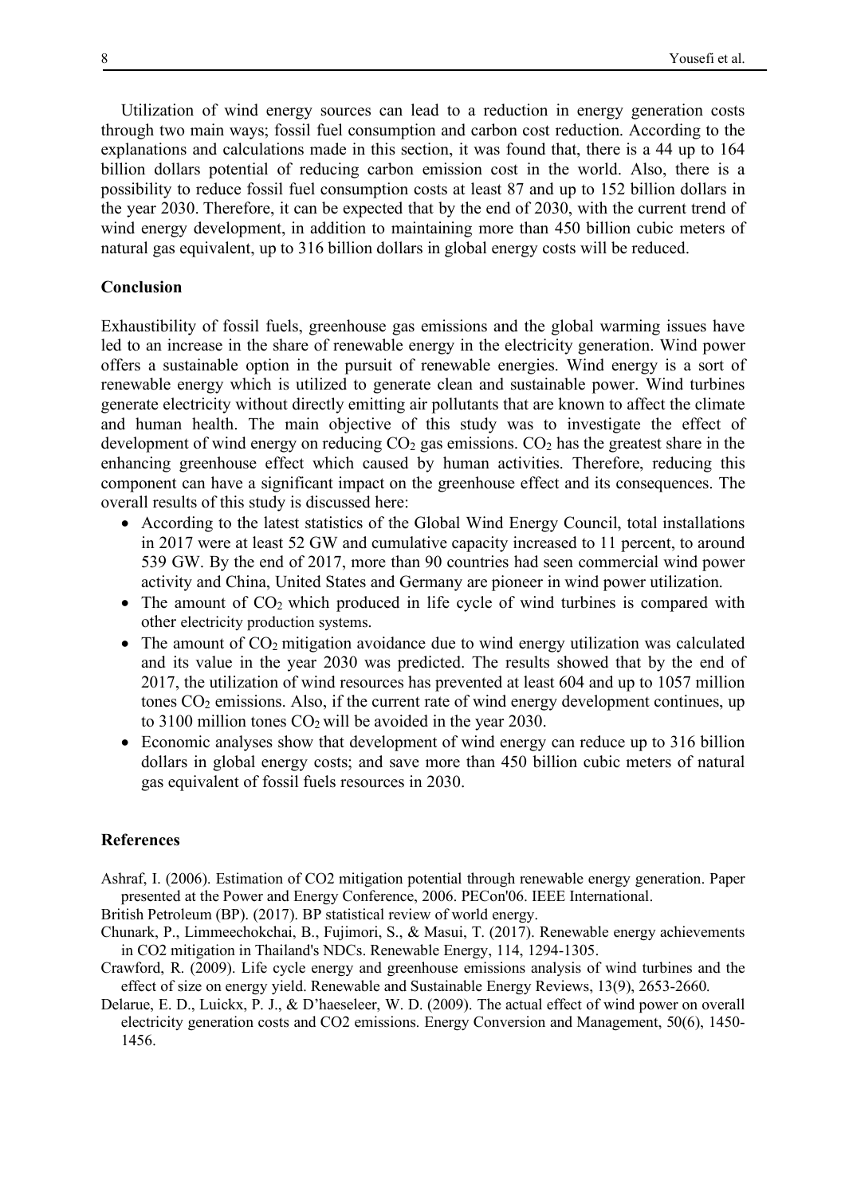Utilization of wind energy sources can lead to a reduction in energy generation costs through two main ways; fossil fuel consumption and carbon cost reduction. According to the explanations and calculations made in this section, it was found that, there is a 44 up to 164 billion dollars potential of reducing carbon emission cost in the world. Also, there is a possibility to reduce fossil fuel consumption costs at least 87 and up to 152 billion dollars in the year 2030. Therefore, it can be expected that by the end of 2030, with the current trend of wind energy development, in addition to maintaining more than 450 billion cubic meters of natural gas equivalent, up to 316 billion dollars in global energy costs will be reduced.

## Conclusion

Exhaustibility of fossil fuels, greenhouse gas emissions and the global warming issues have led to an increase in the share of renewable energy in the electricity generation. Wind power offers a sustainable option in the pursuit of renewable energies. Wind energy is a sort of renewable energy which is utilized to generate clean and sustainable power. Wind turbines generate electricity without directly emitting air pollutants that are known to affect the climate and human health. The main objective of this study was to investigate the effect of development of wind energy on reducing $CO_2$ gas emissions. $CO_2$ has the greatest share in the enhancing greenhouse effect which caused by human activities. Therefore, reducing this component can have a significant impact on the greenhouse effect and its consequences. The overall results of this study is discussed here:

- According to the latest statistics of the Global Wind Energy Council, total installations in 2017 were at least 52 GW and cumulative capacity increased to 11 percent, to around 539 GW. By the end of 2017, more than 90 countries had seen commercial wind power activity and China, United States and Germany are pioneer in wind power utilization.
- The amount of $CO_2$ which produced in life cycle of wind turbines is compared with other electricity production systems.
- The amount of $CO_2$ mitigation avoidance due to wind energy utilization was calculated and its value in the year 2030 was predicted. The results showed that by the end of 2017, the utilization of wind resources has prevented at least 604 and up to 1057 million tones $CO_2$ emissions. Also, if the current rate of wind energy development continues, up to 3100 million tones $CO_2$ will be avoided in the year 2030.
- Economic analyses show that development of wind energy can reduce up to 316 billion dollars in global energy costs; and save more than 450 billion cubic meters of natural gas equivalent of fossil fuels resources in 2030.

## References

Ashraf, I. (2006). Estimation of CO2 mitigation potential through renewable energy generation. Paper presented at the Power and Energy Conference, 2006. PECon'06. IEEE International.

British Petroleum (BP). (2017). BP statistical review of world energy.

Chunark, P., Limmeechokchai, B., Fujimori, S., & Masui, T. (2017). Renewable energy achievements in CO2 mitigation in Thailand's NDCs. Renewable Energy, 114, 1294-1305.

Crawford, R. (2009). Life cycle energy and greenhouse emissions analysis of wind turbines and the effect of size on energy yield. Renewable and Sustainable Energy Reviews, 13(9), 2653-2660.

Delarue, E. D., Luickx, P. J., & D'haeseleer, W. D. (2009). The actual effect of wind power on overall electricity generation costs and CO2 emissions. Energy Conversion and Management, 50(6), 1450-1456.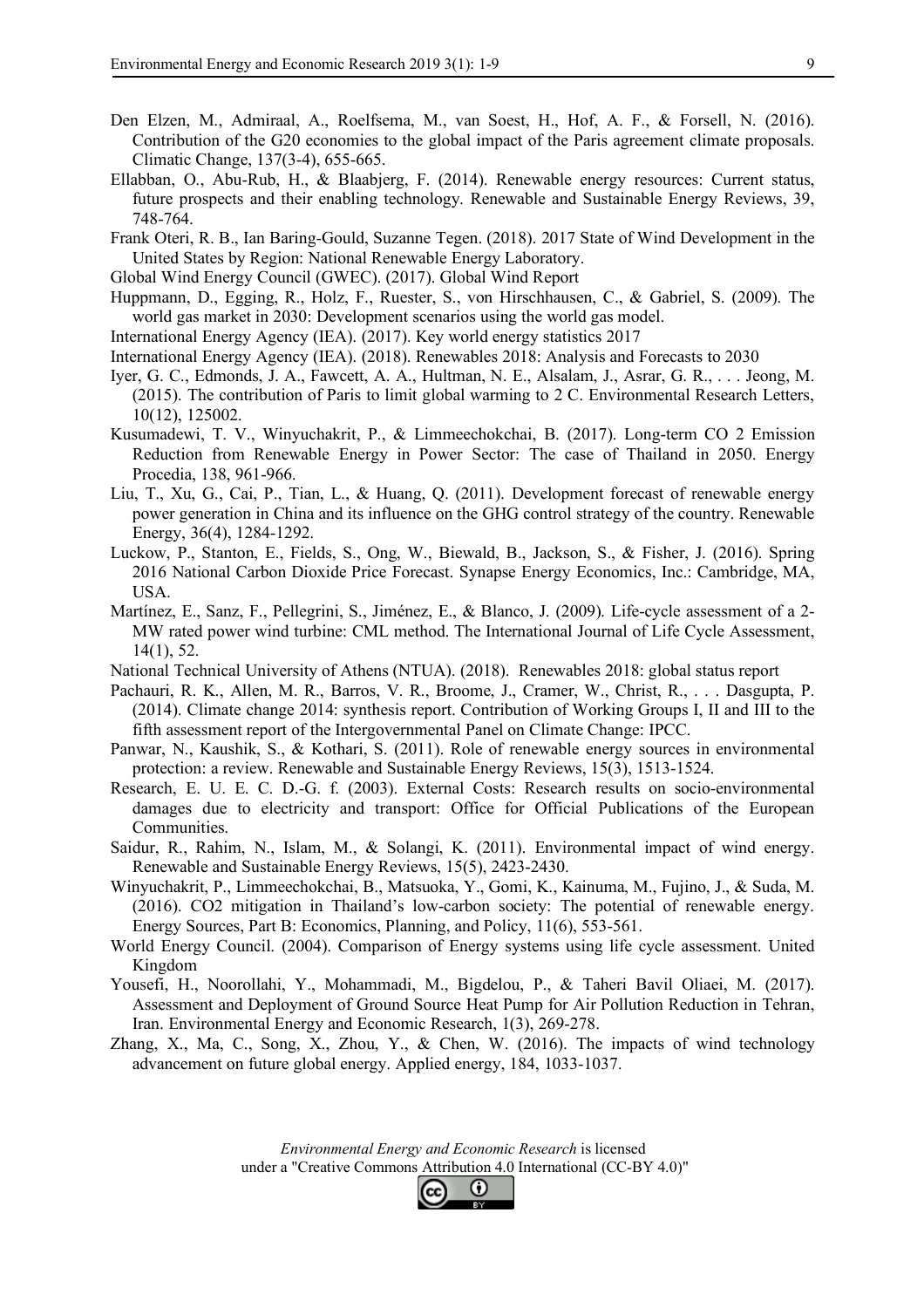Den Elzen, M., Admiraal, A., Roelfsema, M., van Soest, H., Hof, A. F., & Forsell, N. (2016). Contribution of the G20 economies to the global impact of the Paris agreement climate proposals. Climatic Change, 137(3-4), 655-665.

Ellabban, O., Abu-Rub, H., & Blaabjerg, F. (2014). Renewable energy resources: Current status, future prospects and their enabling technology. Renewable and Sustainable Energy Reviews, 39, 748-764.

Frank Oteri, R. B., Ian Baring-Gould, Suzanne Tegen. (2018). 2017 State of Wind Development in the United States by Region: National Renewable Energy Laboratory.

Global Wind Energy Council (GWEC). (2017). Global Wind Report

Huppmann, D., Egging, R., Holz, F., Ruester, S., von Hirschhausen, C., & Gabriel, S. (2009). The world gas market in 2030: Development scenarios using the world gas model.

International Energy Agency (IEA). (2017). Key world energy statistics 2017

International Energy Agency (IEA). (2018). Renewables 2018: Analysis and Forecasts to 2030

Iyer, G. C., Edmonds, J. A., Fawcett, A. A., Hultman, N. E., Alsalam, J., Asrar, G. R., . . . Jeong, M. (2015). The contribution of Paris to limit global warming to 2 C. Environmental Research Letters, 10(12), 125002.

Kusumadewi, T. V., Winyuchakrit, P., & Limmeechokchai, B. (2017). Long-term CO 2 Emission Reduction from Renewable Energy in Power Sector: The case of Thailand in 2050. Energy Procedia, 138, 961-966.

Liu, T., Xu, G., Cai, P., Tian, L., & Huang, Q. (2011). Development forecast of renewable energy power generation in China and its influence on the GHG control strategy of the country. Renewable Energy, 36(4), 1284-1292.

Luckow, P., Stanton, E., Fields, S., Ong, W., Biewald, B., Jackson, S., & Fisher, J. (2016). Spring 2016 National Carbon Dioxide Price Forecast. Synapse Energy Economics, Inc.: Cambridge, MA, USA.

Martínez, E., Sanz, F., Pellegrini, S., Jiménez, E., & Blanco, J. (2009). Life-cycle assessment of a 2-MW rated power wind turbine: CML method. The International Journal of Life Cycle Assessment, 14(1), 52.

National Technical University of Athens (NTUA). (2018). Renewables 2018: global status report

Pachauri, R. K., Allen, M. R., Barros, V. R., Broome, J., Cramer, W., Christ, R., . . . Dasgupta, P. (2014). Climate change 2014: synthesis report. Contribution of Working Groups I, II and III to the fifth assessment report of the Intergovernmental Panel on Climate Change: IPCC.

Panwar, N., Kaushik, S., & Kothari, S. (2011). Role of renewable energy sources in environmental protection: a review. Renewable and Sustainable Energy Reviews, 15(3), 1513-1524.

Research, E. U. E. C. D.-G. f. (2003). External Costs: Research results on socio-environmental damages due to electricity and transport: Office for Official Publications of the European Communities.

Saidur, R., Rahim, N., Islam, M., & Solangi, K. (2011). Environmental impact of wind energy. Renewable and Sustainable Energy Reviews, 15(5), 2423-2430.

Winyuchakrit, P., Limmeechokchai, B., Matsuoka, Y., Gomi, K., Kainuma, M., Fujino, J., & Suda, M. (2016). CO2 mitigation in Thailand's low-carbon society: The potential of renewable energy. Energy Sources, Part B: Economics, Planning, and Policy, 11(6), 553-561.

World Energy Council. (2004). Comparison of Energy systems using life cycle assessment. United Kingdom

Yousefi, H., Noorollahi, Y., Mohammadi, M., Bigdelou, P., & Taheri Bavil Oliaei, M. (2017). Assessment and Deployment of Ground Source Heat Pump for Air Pollution Reduction in Tehran, Iran. Environmental Energy and Economic Research, 1(3), 269-278.

Zhang, X., Ma, C., Song, X., Zhou, Y., & Chen, W. (2016). The impacts of wind technology advancement on future global energy. Applied energy, 184, 1033-1037.

*Environmental Energy and Economic Research* is licensed under a "Creative Commons Attribution 4.0 International (CC-BY 4.0)"